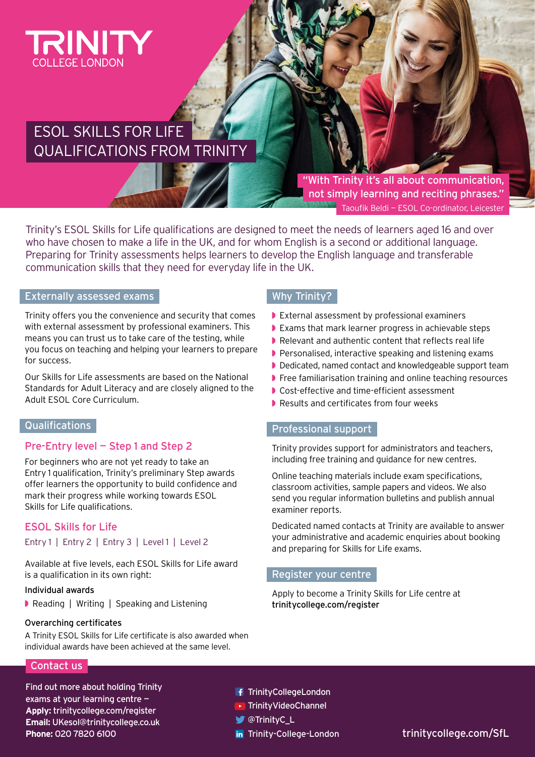# TRINITY COLLEGE LONDON

## ESOL SKILLS FOR LIFE QUALIFICATIONS FROM TRINITY

"With Trinity it's all about communication, not simply learning and reciting phrases."
Taoufik Beldi – ESOL Co-ordinator, Leicester

Trinity's ESOL Skills for Life qualifications are designed to meet the needs of learners aged 16 and over who have chosen to make a life in the UK, and for whom English is a second or additional language. Preparing for Trinity assessments helps learners to develop the English language and transferable communication skills that they need for everyday life in the UK.

## Externally assessed exams

Trinity offers you the convenience and security that comes with external assessment by professional examiners. This means you can trust us to take care of the testing, while you focus on teaching and helping your learners to prepare for success.

Our Skills for Life assessments are based on the National Standards for Adult Literacy and are closely aligned to the Adult ESOL Core Curriculum.

## Qualifications

### Pre-Entry level – Step 1 and Step 2

For beginners who are not yet ready to take an Entry 1 qualification, Trinity's preliminary Step awards offer learners the opportunity to build confidence and mark their progress while working towards ESOL Skills for Life qualifications.

### ESOL Skills for Life

Entry 1 | Entry 2 | Entry 3 | Level 1 | Level 2

Available at five levels, each ESOL Skills for Life award is a qualification in its own right:

**Individual awards**

- Reading | Writing | Speaking and Listening

**Overarching certificates**

A Trinity ESOL Skills for Life certificate is also awarded when individual awards have been achieved at the same level.

## Why Trinity?

- External assessment by professional examiners
- Exams that mark learner progress in achievable steps
- Relevant and authentic content that reflects real life
- Personalised, interactive speaking and listening exams
- Dedicated, named contact and knowledgeable support team
- Free familiarisation training and online teaching resources
- Cost-effective and time-efficient assessment
- Results and certificates from four weeks

## Professional support

Trinity provides support for administrators and teachers, including free training and guidance for new centres.

Online teaching materials include exam specifications, classroom activities, sample papers and videos. We also send you regular information bulletins and publish annual examiner reports.

Dedicated named contacts at Trinity are available to answer your administrative and academic enquiries about booking and preparing for Skills for Life exams.

## Register your centre

Apply to become a Trinity Skills for Life centre at **trinitycollege.com/register**

## Contact us

Find out more about holding Trinity exams at your learning centre –
**Apply:** trinitycollege.com/register
**Email:** UKesol@trinitycollege.co.uk
**Phone:** 020 7820 6100

- TrinityCollegeLondon
- TrinityVideoChannel
- @TrinityC_L
- Trinity-College-London

trinitycollege.com/SfL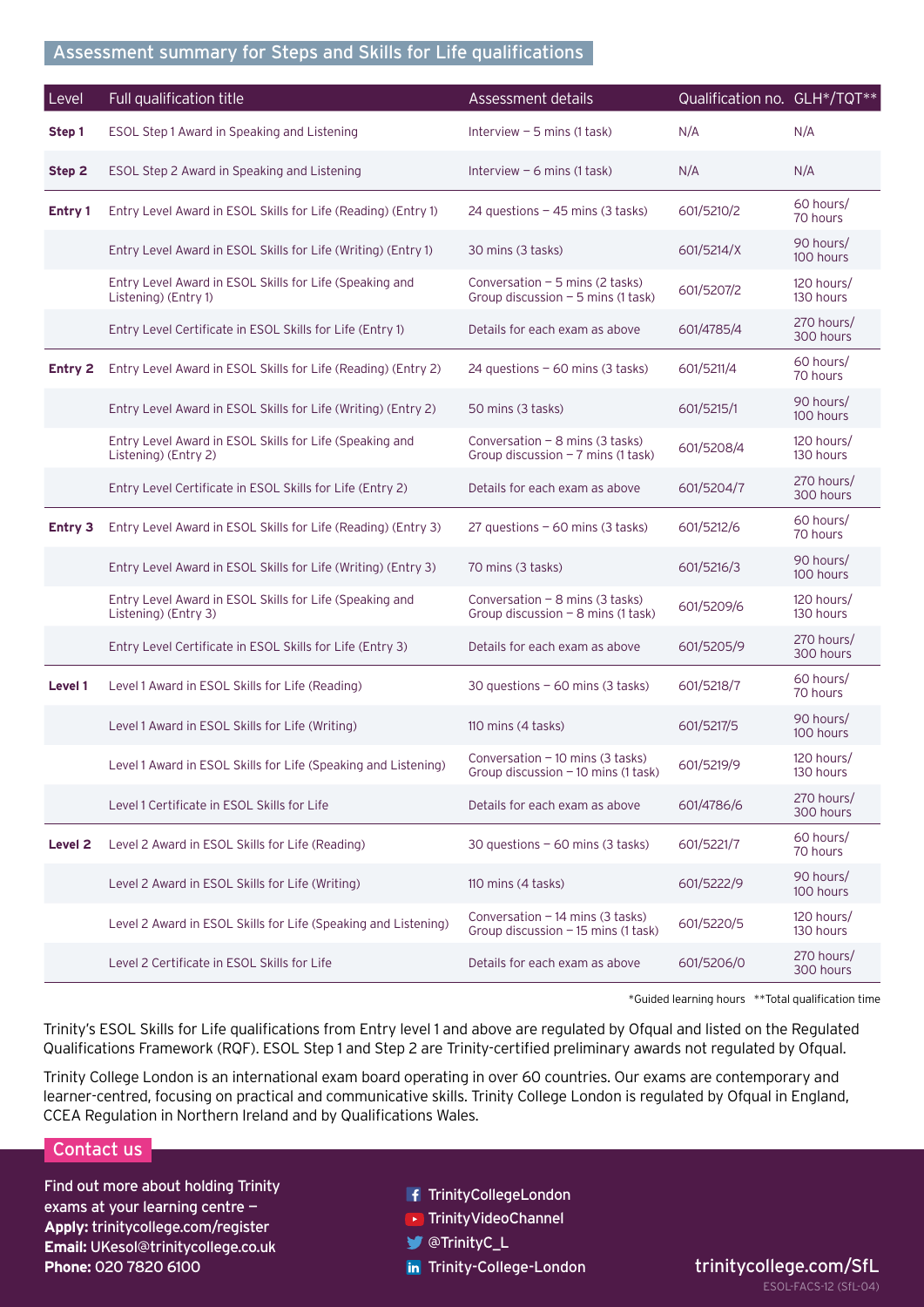## Assessment summary for Steps and Skills for Life qualifications

| Level | Full qualification title | Assessment details | Qualification no. | GLH*/TQT** |
|---|---|---|---|---|
| **Step 1** | ESOL Step 1 Award in Speaking and Listening | Interview – 5 mins (1 task) | N/A | N/A |
| **Step 2** | ESOL Step 2 Award in Speaking and Listening | Interview – 6 mins (1 task) | N/A | N/A |
| **Entry 1** | Entry Level Award in ESOL Skills for Life (Reading) (Entry 1) | 24 questions – 45 mins (3 tasks) | 601/5210/2 | 60 hours/ 70 hours |
| | Entry Level Award in ESOL Skills for Life (Writing) (Entry 1) | 30 mins (3 tasks) | 601/5214/X | 90 hours/ 100 hours |
| | Entry Level Award in ESOL Skills for Life (Speaking and Listening) (Entry 1) | Conversation – 5 mins (2 tasks) Group discussion – 5 mins (1 task) | 601/5207/2 | 120 hours/ 130 hours |
| | Entry Level Certificate in ESOL Skills for Life (Entry 1) | Details for each exam as above | 601/4785/4 | 270 hours/ 300 hours |
| **Entry 2** | Entry Level Award in ESOL Skills for Life (Reading) (Entry 2) | 24 questions – 60 mins (3 tasks) | 601/5211/4 | 60 hours/ 70 hours |
| | Entry Level Award in ESOL Skills for Life (Writing) (Entry 2) | 50 mins (3 tasks) | 601/5215/1 | 90 hours/ 100 hours |
| | Entry Level Award in ESOL Skills for Life (Speaking and Listening) (Entry 2) | Conversation – 8 mins (3 tasks) Group discussion – 7 mins (1 task) | 601/5208/4 | 120 hours/ 130 hours |
| | Entry Level Certificate in ESOL Skills for Life (Entry 2) | Details for each exam as above | 601/5204/7 | 270 hours/ 300 hours |
| **Entry 3** | Entry Level Award in ESOL Skills for Life (Reading) (Entry 3) | 27 questions – 60 mins (3 tasks) | 601/5212/6 | 60 hours/ 70 hours |
| | Entry Level Award in ESOL Skills for Life (Writing) (Entry 3) | 70 mins (3 tasks) | 601/5216/3 | 90 hours/ 100 hours |
| | Entry Level Award in ESOL Skills for Life (Speaking and Listening) (Entry 3) | Conversation – 8 mins (3 tasks) Group discussion – 8 mins (1 task) | 601/5209/6 | 120 hours/ 130 hours |
| | Entry Level Certificate in ESOL Skills for Life (Entry 3) | Details for each exam as above | 601/5205/9 | 270 hours/ 300 hours |
| **Level 1** | Level 1 Award in ESOL Skills for Life (Reading) | 30 questions – 60 mins (3 tasks) | 601/5218/7 | 60 hours/ 70 hours |
| | Level 1 Award in ESOL Skills for Life (Writing) | 110 mins (4 tasks) | 601/5217/5 | 90 hours/ 100 hours |
| | Level 1 Award in ESOL Skills for Life (Speaking and Listening) | Conversation – 10 mins (3 tasks) Group discussion – 10 mins (1 task) | 601/5219/9 | 120 hours/ 130 hours |
| | Level 1 Certificate in ESOL Skills for Life | Details for each exam as above | 601/4786/6 | 270 hours/ 300 hours |
| **Level 2** | Level 2 Award in ESOL Skills for Life (Reading) | 30 questions – 60 mins (3 tasks) | 601/5221/7 | 60 hours/ 70 hours |
| | Level 2 Award in ESOL Skills for Life (Writing) | 110 mins (4 tasks) | 601/5222/9 | 90 hours/ 100 hours |
| | Level 2 Award in ESOL Skills for Life (Speaking and Listening) | Conversation – 14 mins (3 tasks) Group discussion – 15 mins (1 task) | 601/5220/5 | 120 hours/ 130 hours |
| | Level 2 Certificate in ESOL Skills for Life | Details for each exam as above | 601/5206/0 | 270 hours/ 300 hours |

*Guided learning hours **Total qualification time

Trinity's ESOL Skills for Life qualifications from Entry level 1 and above are regulated by Ofqual and listed on the Regulated Qualifications Framework (RQF). ESOL Step 1 and Step 2 are Trinity-certified preliminary awards not regulated by Ofqual.

Trinity College London is an international exam board operating in over 60 countries. Our exams are contemporary and learner-centred, focusing on practical and communicative skills. Trinity College London is regulated by Ofqual in England, CCEA Regulation in Northern Ireland and by Qualifications Wales.

## Contact us

Find out more about holding Trinity exams at your learning centre –
**Apply:** trinitycollege.com/register
**Email:** UKesol@trinitycollege.co.uk
**Phone:** 020 7820 6100

TrinityCollegeLondon
TrinityVideoChannel
@TrinityC_L
Trinity-College-London

trinitycollege.com/SfL

ESOL-FACS-12 (SfL-04)